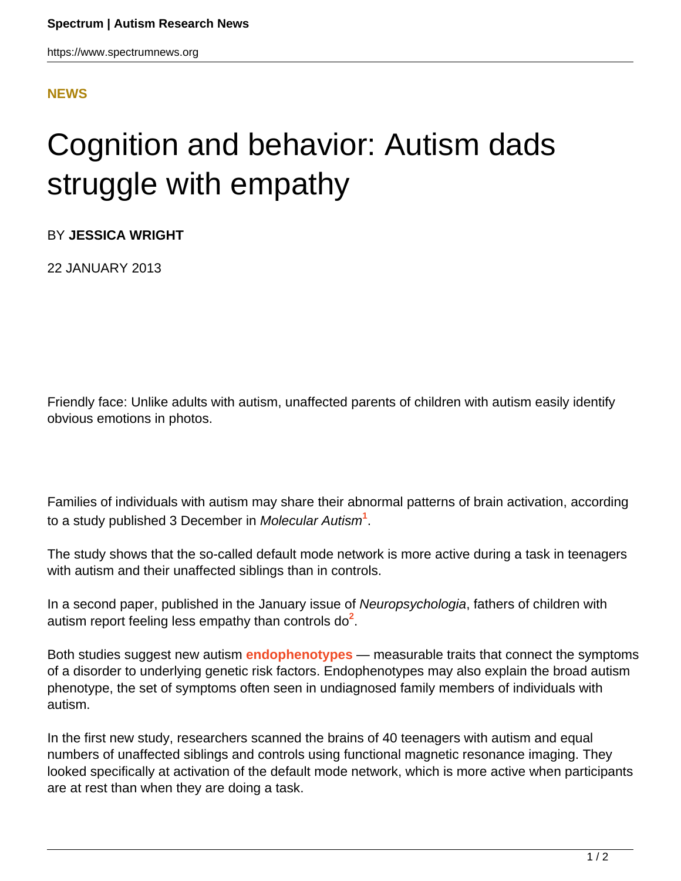**NEWS**

# Cognition and behavior: Autism dads struggle with empathy

BY **JESSICA WRIGHT**

22 JANUARY 2013

Friendly face: Unlike adults with autism, unaffected parents of children with autism easily identify obvious emotions in photos.

Families of individuals with autism may share their abnormal patterns of brain activation, according to a study published 3 December in *Molecular Autism*[1].

The study shows that the so-called default mode network is more active during a task in teenagers with autism and their unaffected siblings than in controls.

In a second paper, published in the January issue of *Neuropsychologia*, fathers of children with autism report feeling less empathy than controls do[2].

Both studies suggest new autism **endophenotypes** — measurable traits that connect the symptoms of a disorder to underlying genetic risk factors. Endophenotypes may also explain the broad autism phenotype, the set of symptoms often seen in undiagnosed family members of individuals with autism.

In the first new study, researchers scanned the brains of 40 teenagers with autism and equal numbers of unaffected siblings and controls using functional magnetic resonance imaging. They looked specifically at activation of the default mode network, which is more active when participants are at rest than when they are doing a task.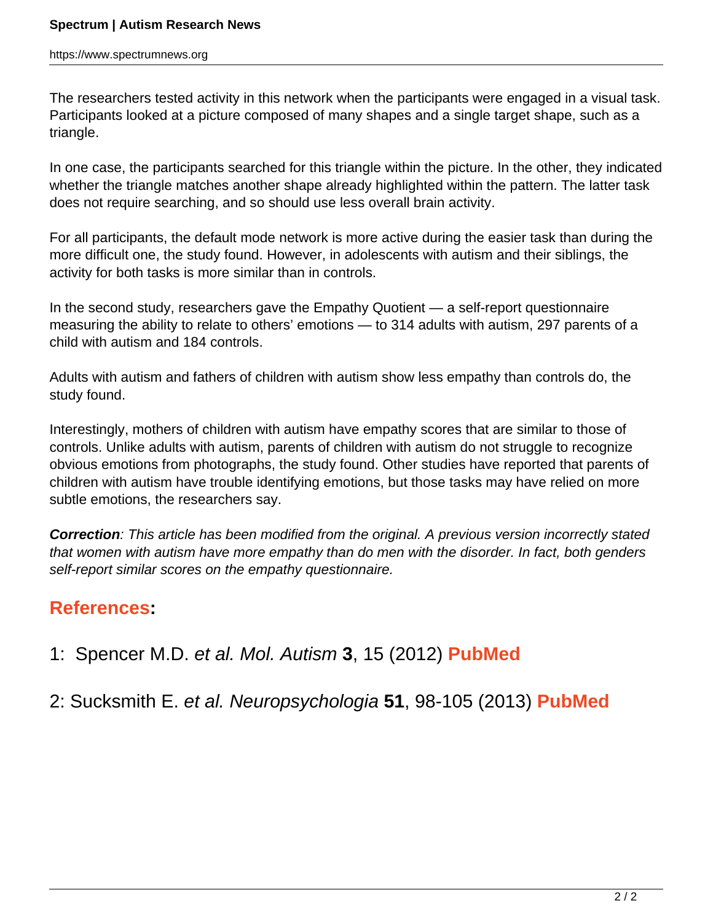The researchers tested activity in this network when the participants were engaged in a visual task. Participants looked at a picture composed of many shapes and a single target shape, such as a triangle.

In one case, the participants searched for this triangle within the picture. In the other, they indicated whether the triangle matches another shape already highlighted within the pattern. The latter task does not require searching, and so should use less overall brain activity.

For all participants, the default mode network is more active during the easier task than during the more difficult one, the study found. However, in adolescents with autism and their siblings, the activity for both tasks is more similar than in controls.

In the second study, researchers gave the Empathy Quotient — a self-report questionnaire measuring the ability to relate to others' emotions — to 314 adults with autism, 297 parents of a child with autism and 184 controls.

Adults with autism and fathers of children with autism show less empathy than controls do, the study found.

Interestingly, mothers of children with autism have empathy scores that are similar to those of controls. Unlike adults with autism, parents of children with autism do not struggle to recognize obvious emotions from photographs, the study found. Other studies have reported that parents of children with autism have trouble identifying emotions, but those tasks may have relied on more subtle emotions, the researchers say.

***Correction****: This article has been modified from the original. A previous version incorrectly stated that women with autism have more empathy than do men with the disorder. In fact, both genders self-report similar scores on the empathy questionnaire.*

## References:

1: Spencer M.D. *et al. Mol. Autism* **3**, 15 (2012) **PubMed**

2: Sucksmith E. *et al. Neuropsychologia* **51**, 98-105 (2013) **PubMed**